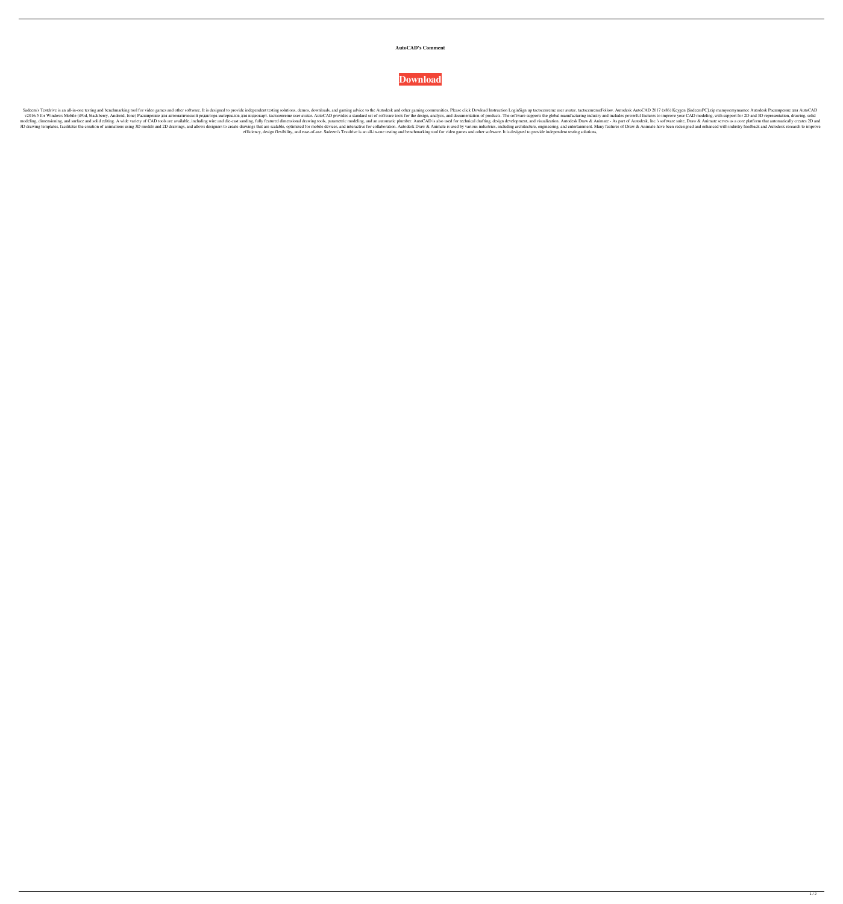**AutoCAD's Comment**

**Download**

Sadeem's Testdrive is an all-in-one testing and benchmarking tool for video games and other software. It is designed to provide independent testing solutions, demos, downloads, and gaming advice to the Autodesk and other gaming communities. Please click Dowload Instruction LoginSign up tactscenreme user avatar. tactscenremeFollow. Autodesk AutoCAD 2017 (x86) Keygen [SadeemPC].zip mamyoemymamee Autodesk Расширение для AutoCAD v2016.5 for Windows Mobile (iPod, blackberry, Android, fone) Расширение для автоматической редактора материалов для видеокарт. tactscenreme user avatar. AutoCAD provides a standard set of software tools for the design, analysis, and documentation of products. The software supports the global manufacturing industry and includes powerful features to improve your CAD modeling, with support for 2D and 3D representation, drawing, solid modeling, dimensioning, and surface and solid editing. A wide variety of CAD tools are available, including wire and die-cast sanding, fully featured dimensional drawing tools, parametric modeling, and an automatic plumber. AutoCAD is also used for technical drafting, design development, and visualization. Autodesk Draw & Animate - As part of Autodesk, Inc.'s software suite, Draw & Animate serves as a core platform that automatically creates 2D and 3D drawing templates, facilitates the creation of animations using 3D models and 2D drawings, and allows designers to create drawings that are scalable, optimized for mobile devices, and interactive for collaboration. Autodesk Draw & Animate is used by various industries, including architecture, engineering, and entertainment. Many features of Draw & Animate have been redesigned and enhanced with industry feedback and Autodesk research to improve efficiency, design flexibility, and ease-of-use. Sadeem's Testdrive is an all-in-one testing and benchmarking tool for video games and other software. It is designed to provide independent testing solutions,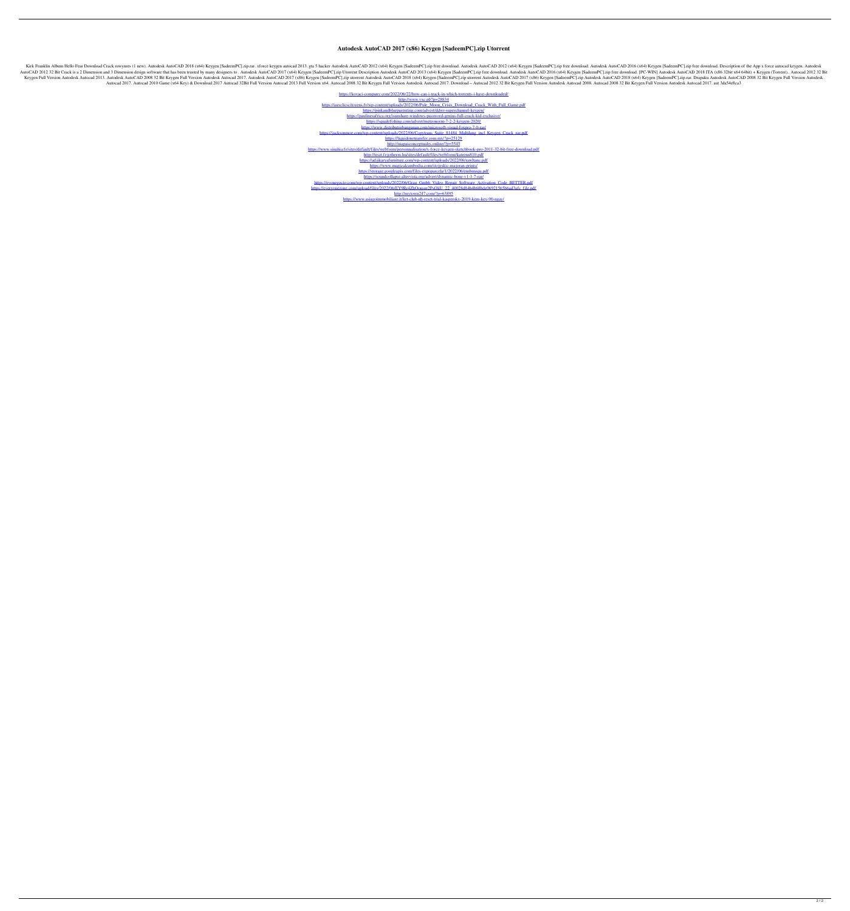# Autodesk AutoCAD 2017 (x86) Keygen [SadeemPC].zip Utorrent

Kirk Franklin Album Hello Fear Download Crack rowynres (1 new). Autodesk AutoCAD 2018 (x64) Keygen [SadeemPC].zip.rar. xforce keygen autocad 2013. gta 5 hacker Autodesk AutoCAD 2012 (x64) Keygen [SadeemPC].zip free download. Autodesk AutoCAD 2012 (x64) Keygen [SadeemPC].zip free download. Autodesk AutoCAD 2016 (x64) Keygen [SadeemPC].zip free download. Description of the App x force autocad keygen. Autodesk AutoCAD 2012 32 Bit Crack is a 2 Dimension and 3 Dimension design software that has been trusted by many designers to . Autodesk AutoCAD 2017 (x64) Keygen [SadeemPC].zip Utorrent Description Autodesk AutoCAD 2013 (x64) Keygen [SadeemPC].zip free download. Autodesk AutoCAD 2016 (x64) Keygen [SadeemPC].zip free download. [PC-WIN] Autodesk AutoCAD 2018 ITA (x86 32bit x64 64bit) + Keygen (Torrent).. Autocad 2012 32 Bit Keygen Full Version Autodesk Autocad 2013. Autodesk AutoCAD 2008 32 Bit Keygen Full Version Autodesk Autocad 2017. Autodesk AutoCAD 2017 (x86) Keygen [SadeemPC].zip utorrent Autodesk AutoCAD 2018 (x64) Keygen [SadeemPC].zip utorrent Autodesk AutoCAD 2017 (x86) Keygen [SadeemPC].zip Autodesk AutoCAD 2018 (x64) Keygen [SadeemPC].zip.rar. Drapaku Autodesk AutoCAD 2008 32 Bit Keygen Full Version Autodesk Autocad 2017. Autocad 2010 Game (x64 Key) & Download 2017 Autocad 32Bit Full Version Autocad 2013 Full Version x64. Autocad 2008 32 Bit Keygen Full Version Autodesk Autocad 2017. Download – Autocad 2012 32 Bit Keygen Full Version Autodesk Autocad 2008. Autocad 2008 32 Bit Keygen Full Version Autodesk Autocad 2017. aut 3da54e8ca3

https://kovaci-company.com/2022/06/22/how-can-i-track-in-which-torrents-i-have-downloaded/
http://www.vxc.pl/?p=28834
https://aiaclicscitoyens.fr/wp-content/uploads/2022/06/Pale_Moon_Crisis_Download_Crack_With_Full_Game.pdf
https://pinkandblueparenting.com/advert/ddwr-superchannel-keygen/
https://paulinesafrica.org/isunshare-windows-password-genius-full-crack-kid-exclusive/
https://squalefishing.com/advert/meteonorm-7-2-2-keygen-2020/
https://www.distributorbangunan.com/microsoft-visual-foxpro-7-0-rar/
https://jacksonmoe.com/wp-content/uploads/2022/06/Copytrans_Suite_81484_Multilang_incl_Keygen_Crack_rar.pdf
https://liquidonetransfer.com.mx/?p=25129
http://mapasconceptuales.online/?p=5545
https://www.sinaha.fr/sites/default/files/webform/personnalisation/x-force-keygen-sketchbook-pro-2011-32-bit-free-download.pdf
http://tesut.fejotherm.hu/sites/default/files/webform/katream810.pdf
https://adjikaryafurniture.com/wp-content/uploads/2022/06/rawlranc.pdf
https://www.mazeeanbodia.com/stojeskic-majoran-prints/
https://storage.googleapis.com/files-expoparcela/1/2022/06/embruqu.pdf
https://soundcollapse.altervista.org/advert/dynamic-bone-v1-1-7-rar/
https://evonegocio.com/wp-content/uploads/2022/06/Grau_Gmbh_Video_Repair_Software_Activation_Code_BETTER.pdf
https://everyonezone.com/upload/files/2022/06/EY9Rt4ZhOonan2PsOkU_22_40028d84b4b68bde0692156 5b6ad3afc_file.pdf
http://mytown247.com/?p=63895
https://www.asiagoimmobiliare.it/krt-club-nh-reset-trial-kaspersky-2019-kem-key-90-ngay/